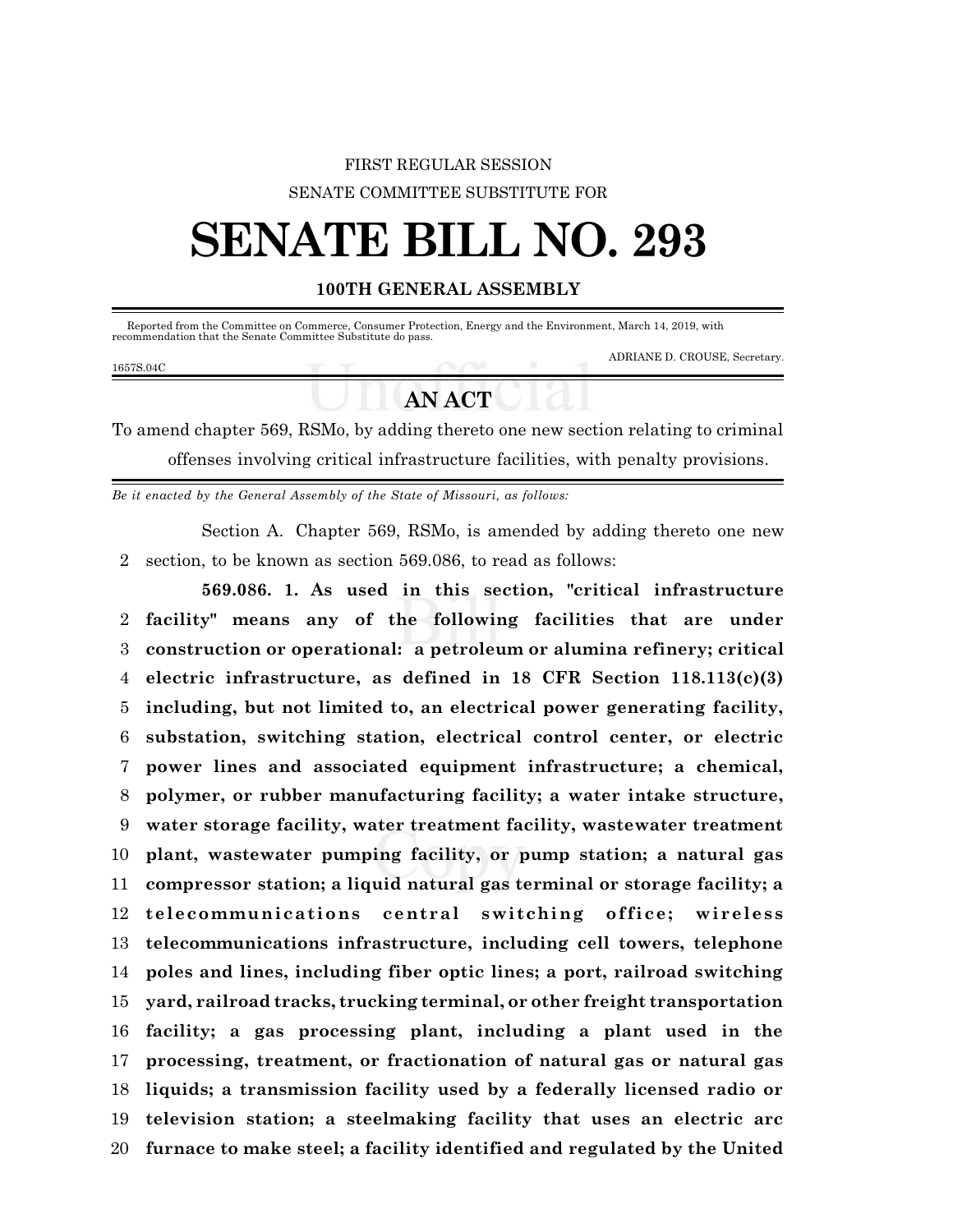FIRST REGULAR SESSION

SENATE COMMITTEE SUBSTITUTE FOR

# SENATE BILL NO. 293

**100TH GENERAL ASSEMBLY**

Reported from the Committee on Commerce, Consumer Protection, Energy and the Environment, March 14, 2019, with recommendation that the Senate Committee Substitute do pass.

ADRIANE D. CROUSE, Secretary.

1657S.04C

## AN ACT

To amend chapter 569, RSMo, by adding thereto one new section relating to criminal offenses involving critical infrastructure facilities, with penalty provisions.

*Be it enacted by the General Assembly of the State of Missouri, as follows:*

Section A. Chapter 569, RSMo, is amended by adding thereto one new section, to be known as section 569.086, to read as follows:

**569.086. 1. As used in this section, "critical infrastructure facility" means any of the following facilities that are under construction or operational: a petroleum or alumina refinery; critical electric infrastructure, as defined in 18 CFR Section 118.113(c)(3) including, but not limited to, an electrical power generating facility, substation, switching station, electrical control center, or electric power lines and associated equipment infrastructure; a chemical, polymer, or rubber manufacturing facility; a water intake structure, water storage facility, water treatment facility, wastewater treatment plant, wastewater pumping facility, or pump station; a natural gas compressor station; a liquid natural gas terminal or storage facility; a telecommunications central switching office; wireless telecommunications infrastructure, including cell towers, telephone poles and lines, including fiber optic lines; a port, railroad switching yard, railroad tracks, trucking terminal, or other freight transportation facility; a gas processing plant, including a plant used in the processing, treatment, or fractionation of natural gas or natural gas liquids; a transmission facility used by a federally licensed radio or television station; a steelmaking facility that uses an electric arc furnace to make steel; a facility identified and regulated by the United**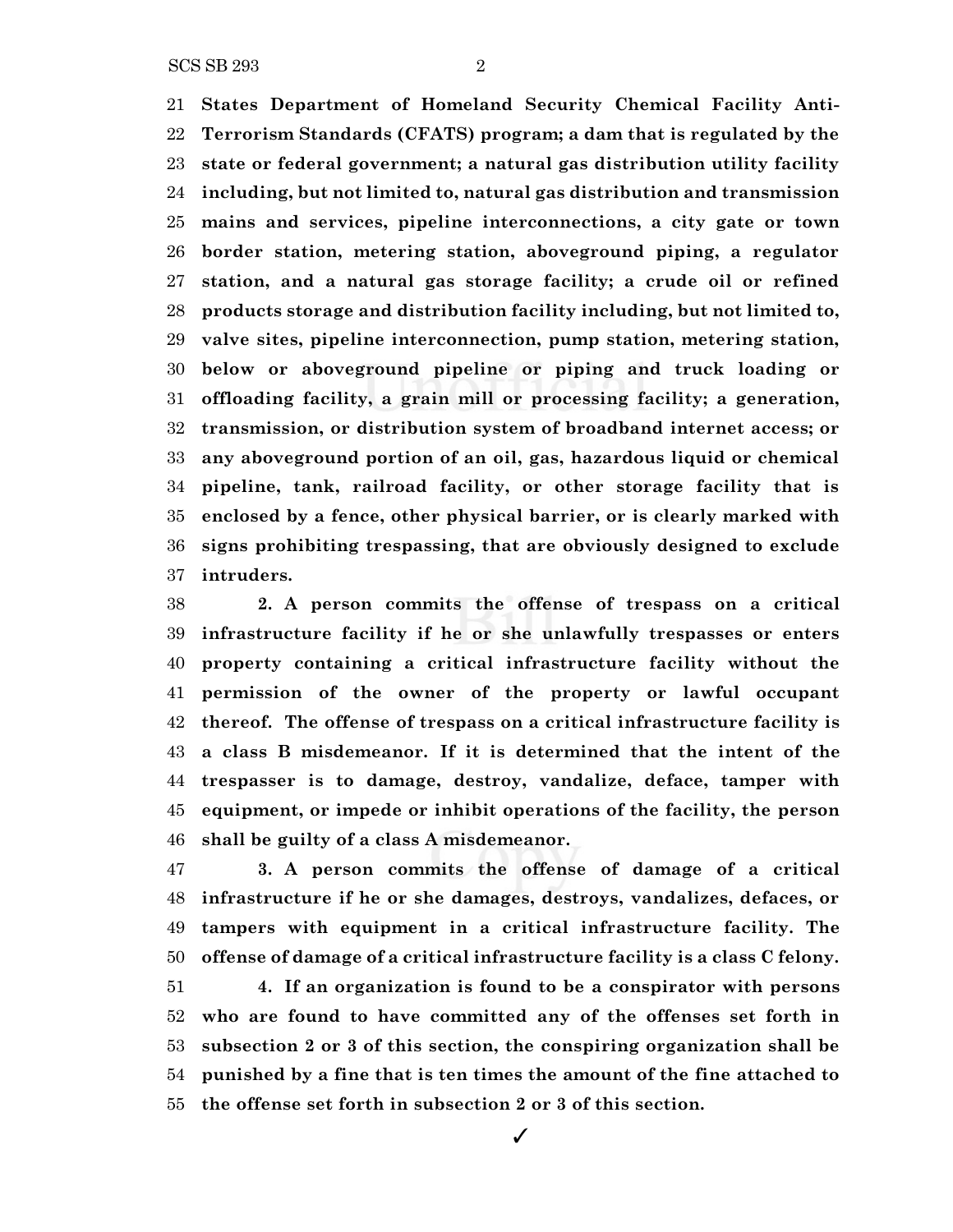**States Department of Homeland Security Chemical Facility Anti-Terrorism Standards (CFATS) program; a dam that is regulated by the state or federal government; a natural gas distribution utility facility including, but not limited to, natural gas distribution and transmission mains and services, pipeline interconnections, a city gate or town border station, metering station, aboveground piping, a regulator station, and a natural gas storage facility; a crude oil or refined products storage and distribution facility including, but not limited to, valve sites, pipeline interconnection, pump station, metering station, below or aboveground pipeline or piping and truck loading or offloading facility, a grain mill or processing facility; a generation, transmission, or distribution system of broadband internet access; or any aboveground portion of an oil, gas, hazardous liquid or chemical pipeline, tank, railroad facility, or other storage facility that is enclosed by a fence, other physical barrier, or is clearly marked with signs prohibiting trespassing, that are obviously designed to exclude intruders.**

**2. A person commits the offense of trespass on a critical infrastructure facility if he or she unlawfully trespasses or enters property containing a critical infrastructure facility without the permission of the owner of the property or lawful occupant thereof. The offense of trespass on a critical infrastructure facility is a class B misdemeanor. If it is determined that the intent of the trespasser is to damage, destroy, vandalize, deface, tamper with equipment, or impede or inhibit operations of the facility, the person shall be guilty of a class A misdemeanor.**

**3. A person commits the offense of damage of a critical infrastructure if he or she damages, destroys, vandalizes, defaces, or tampers with equipment in a critical infrastructure facility. The offense of damage of a critical infrastructure facility is a class C felony.**

**4. If an organization is found to be a conspirator with persons who are found to have committed any of the offenses set forth in subsection 2 or 3 of this section, the conspiring organization shall be punished by a fine that is ten times the amount of the fine attached to the offense set forth in subsection 2 or 3 of this section.**

✓